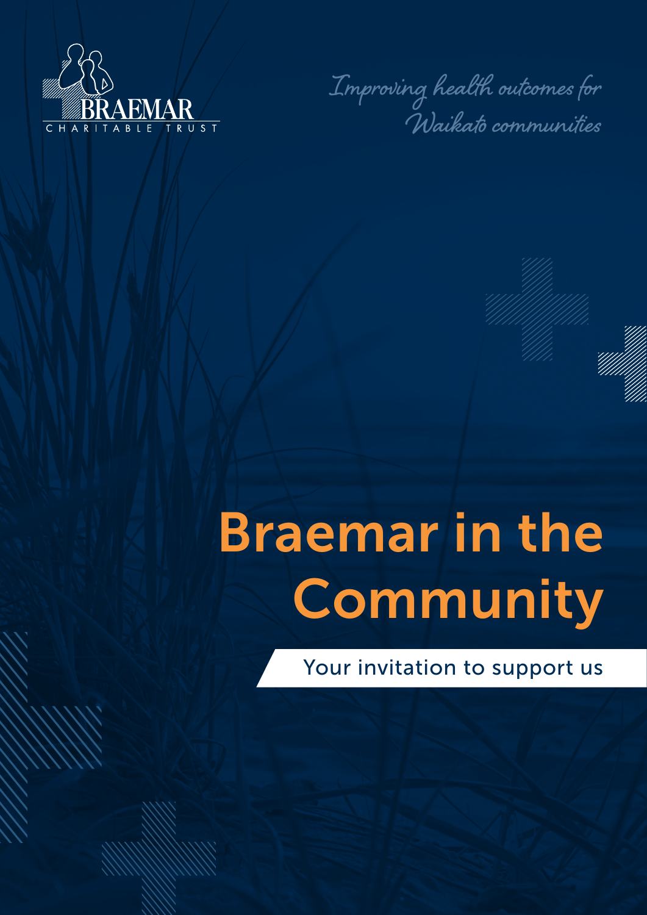BRAEMAR
CHARITABLE TRUST

*Improving health outcomes for Waikato communities*

# Braemar in the Community

Your invitation to support us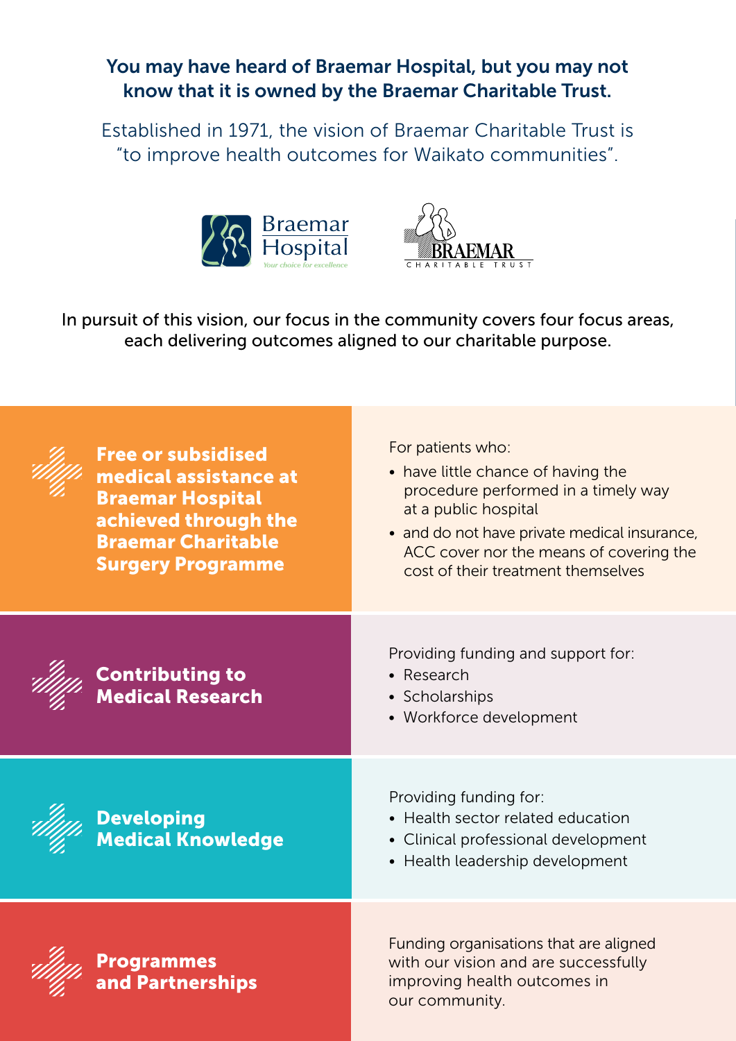**You may have heard of Braemar Hospital, but you may not know that it is owned by the Braemar Charitable Trust.**

Established in 1971, the vision of Braemar Charitable Trust is "to improve health outcomes for Waikato communities".

Braemar Hospital
*Your choice for excellence*

BRAEMAR
CHARITABLE TRUST

In pursuit of this vision, our focus in the community covers four focus areas, each delivering outcomes aligned to our charitable purpose.

## Free or subsidised medical assistance at Braemar Hospital achieved through the Braemar Charitable Surgery Programme

For patients who:

- have little chance of having the procedure performed in a timely way at a public hospital
- and do not have private medical insurance, ACC cover nor the means of covering the cost of their treatment themselves

## Contributing to Medical Research

Providing funding and support for:

- Research
- Scholarships
- Workforce development

## Developing Medical Knowledge

Providing funding for:

- Health sector related education
- Clinical professional development
- Health leadership development

## Programmes and Partnerships

Funding organisations that are aligned with our vision and are successfully improving health outcomes in our community.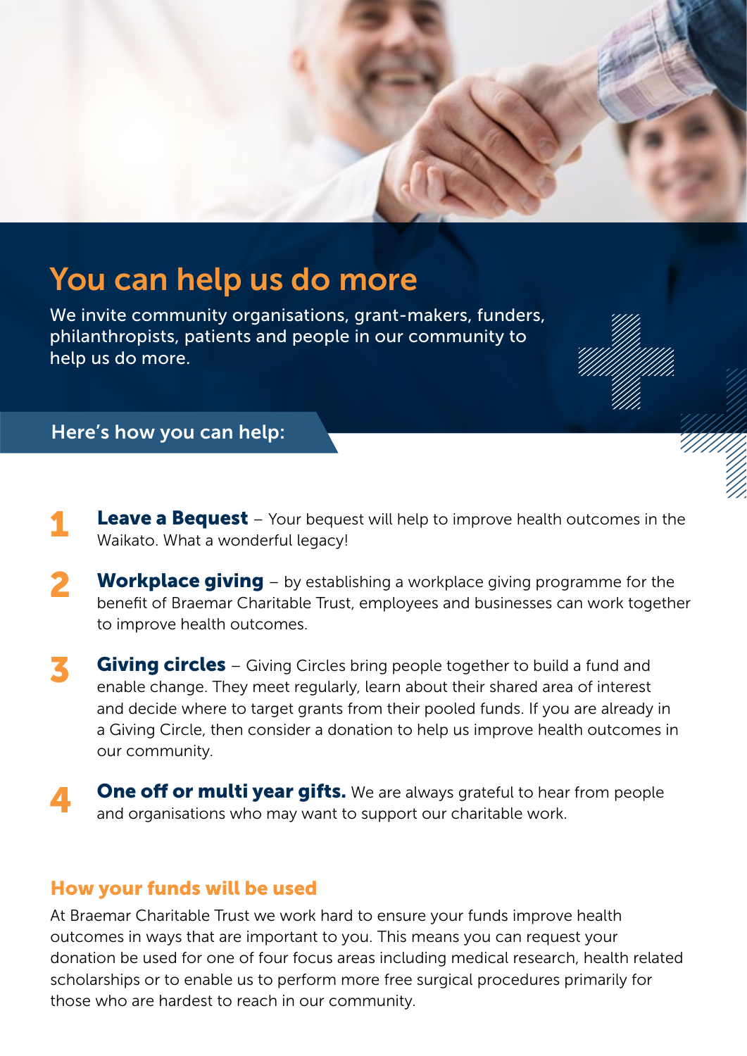# You can help us do more

We invite community organisations, grant-makers, funders, philanthropists, patients and people in our community to help us do more.

## Here's how you can help:

1. **Leave a Bequest** – Your bequest will help to improve health outcomes in the Waikato. What a wonderful legacy!
2. **Workplace giving** – by establishing a workplace giving programme for the benefit of Braemar Charitable Trust, employees and businesses can work together to improve health outcomes.
3. **Giving circles** – Giving Circles bring people together to build a fund and enable change. They meet regularly, learn about their shared area of interest and decide where to target grants from their pooled funds. If you are already in a Giving Circle, then consider a donation to help us improve health outcomes in our community.
4. **One off or multi year gifts.** We are always grateful to hear from people and organisations who may want to support our charitable work.

### How your funds will be used

At Braemar Charitable Trust we work hard to ensure your funds improve health outcomes in ways that are important to you. This means you can request your donation be used for one of four focus areas including medical research, health related scholarships or to enable us to perform more free surgical procedures primarily for those who are hardest to reach in our community.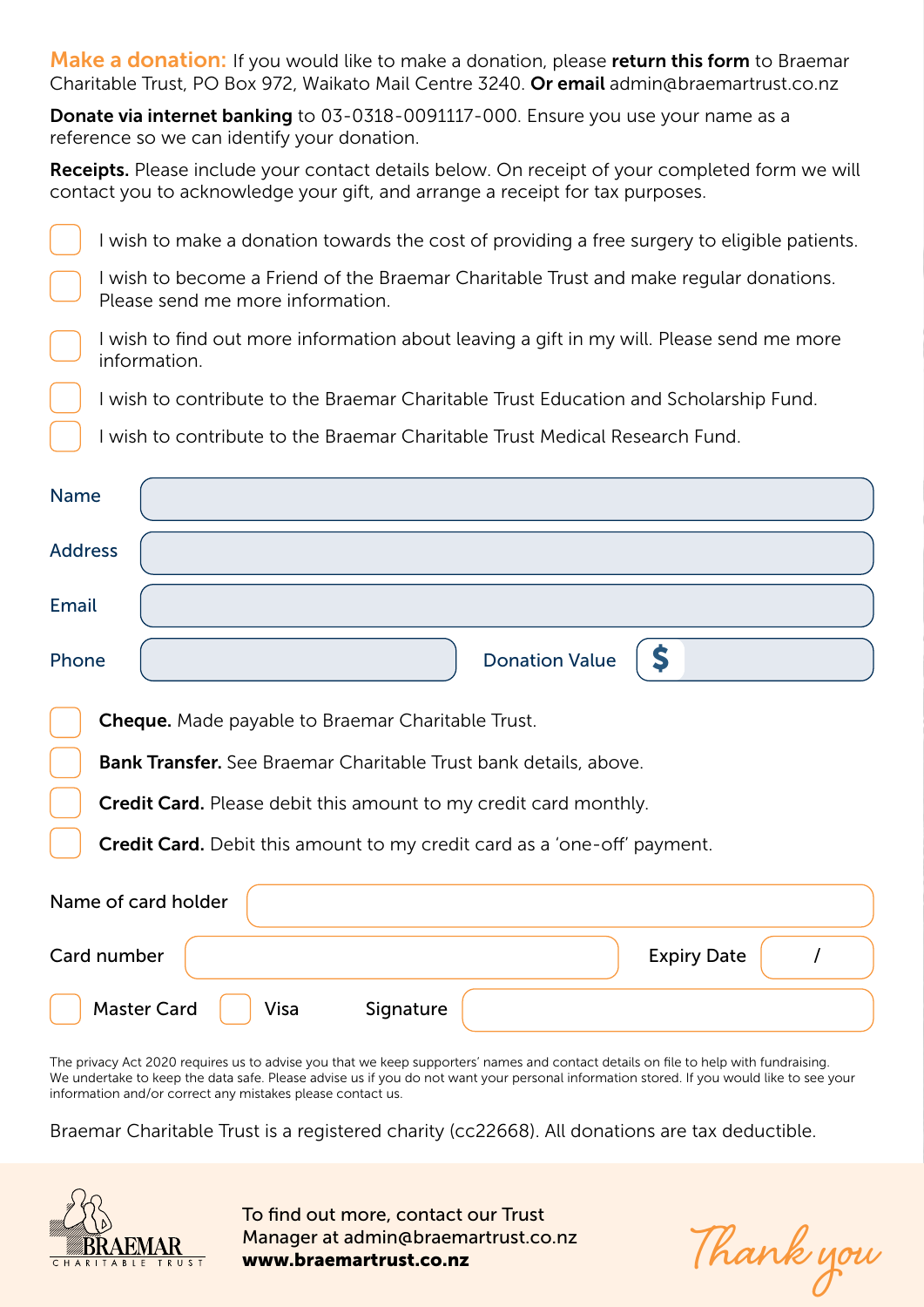**Make a donation:** If you would like to make a donation, please **return this form** to Braemar Charitable Trust, PO Box 972, Waikato Mail Centre 3240. **Or email** admin@braemartrust.co.nz

**Donate via internet banking** to 03-0318-0091117-000. Ensure you use your name as a reference so we can identify your donation.

**Receipts.** Please include your contact details below. On receipt of your completed form we will contact you to acknowledge your gift, and arrange a receipt for tax purposes.

- ☐ I wish to make a donation towards the cost of providing a free surgery to eligible patients.
- ☐ I wish to become a Friend of the Braemar Charitable Trust and make regular donations. Please send me more information.
- ☐ I wish to find out more information about leaving a gift in my will. Please send me more information.
- ☐ I wish to contribute to the Braemar Charitable Trust Education and Scholarship Fund.
- ☐ I wish to contribute to the Braemar Charitable Trust Medical Research Fund.

Name

Address

Email

Phone　　　　Donation Value $

- ☐ **Cheque.** Made payable to Braemar Charitable Trust.
- ☐ **Bank Transfer.** See Braemar Charitable Trust bank details, above.
- ☐ **Credit Card.** Please debit this amount to my credit card monthly.
- ☐ **Credit Card.** Debit this amount to my credit card as a 'one-off' payment.

Name of card holder

Card number　　　　Expiry Date　　/

☐ Master Card　☐ Visa　　Signature

The privacy Act 2020 requires us to advise you that we keep supporters' names and contact details on file to help with fundraising. We undertake to keep the data safe. Please advise us if you do not want your personal information stored. If you would like to see your information and/or correct any mistakes please contact us.

Braemar Charitable Trust is a registered charity (cc22668). All donations are tax deductible.

BRAEMAR CHARITABLE TRUST

To find out more, contact our Trust Manager at admin@braemartrust.co.nz
**www.braemartrust.co.nz**

Thank you